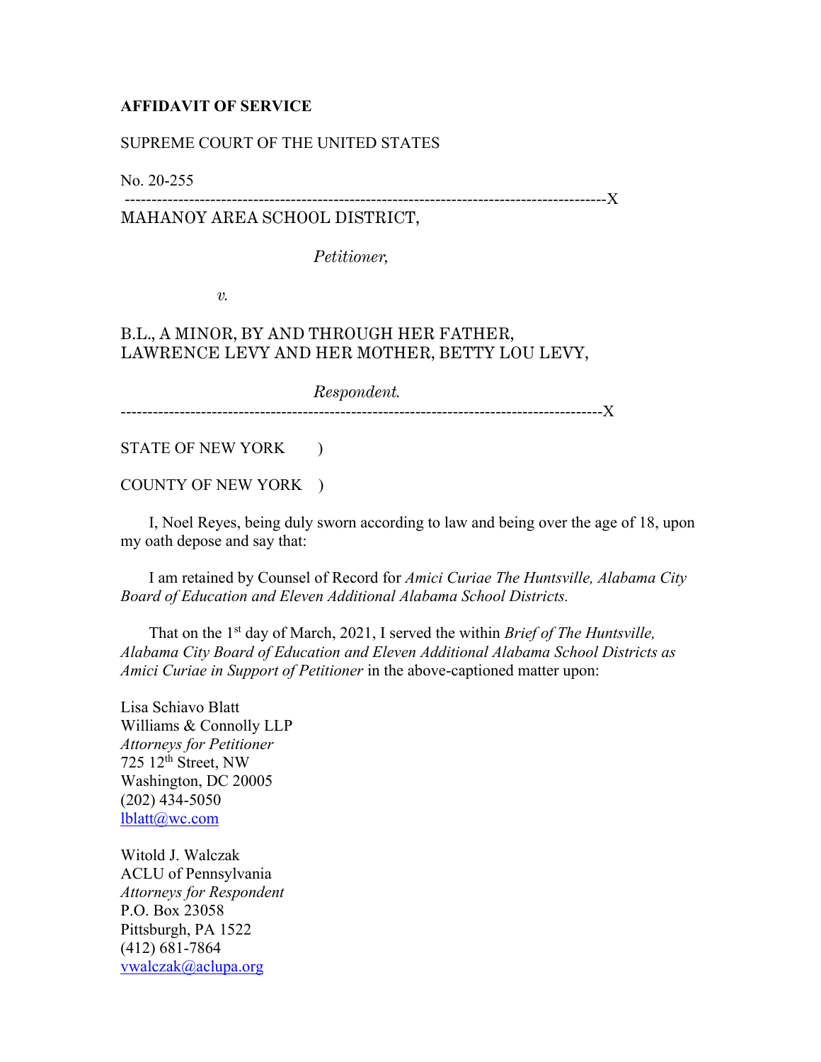**AFFIDAVIT OF SERVICE**

SUPREME COURT OF THE UNITED STATES

No. 20-255

------------------------------------------------------------------------------------------X

MAHANOY AREA SCHOOL DISTRICT,

*Petitioner,*

*v.*

B.L., A MINOR, BY AND THROUGH HER FATHER, LAWRENCE LEVY AND HER MOTHER, BETTY LOU LEVY,

*Respondent.*

------------------------------------------------------------------------------------------X

STATE OF NEW YORK )

COUNTY OF NEW YORK )

I, Noel Reyes, being duly sworn according to law and being over the age of 18, upon my oath depose and say that:

I am retained by Counsel of Record for *Amici Curiae The Huntsville, Alabama City Board of Education and Eleven Additional Alabama School Districts.*

That on the 1st day of March, 2021, I served the within *Brief of The Huntsville, Alabama City Board of Education and Eleven Additional Alabama School Districts as Amici Curiae in Support of Petitioner* in the above-captioned matter upon:

Lisa Schiavo Blatt
Williams & Connolly LLP
*Attorneys for Petitioner*
725 12th Street, NW
Washington, DC 20005
(202) 434-5050
lblatt@wc.com

Witold J. Walczak
ACLU of Pennsylvania
*Attorneys for Respondent*
P.O. Box 23058
Pittsburgh, PA 1522
(412) 681-7864
vwalczak@aclupa.org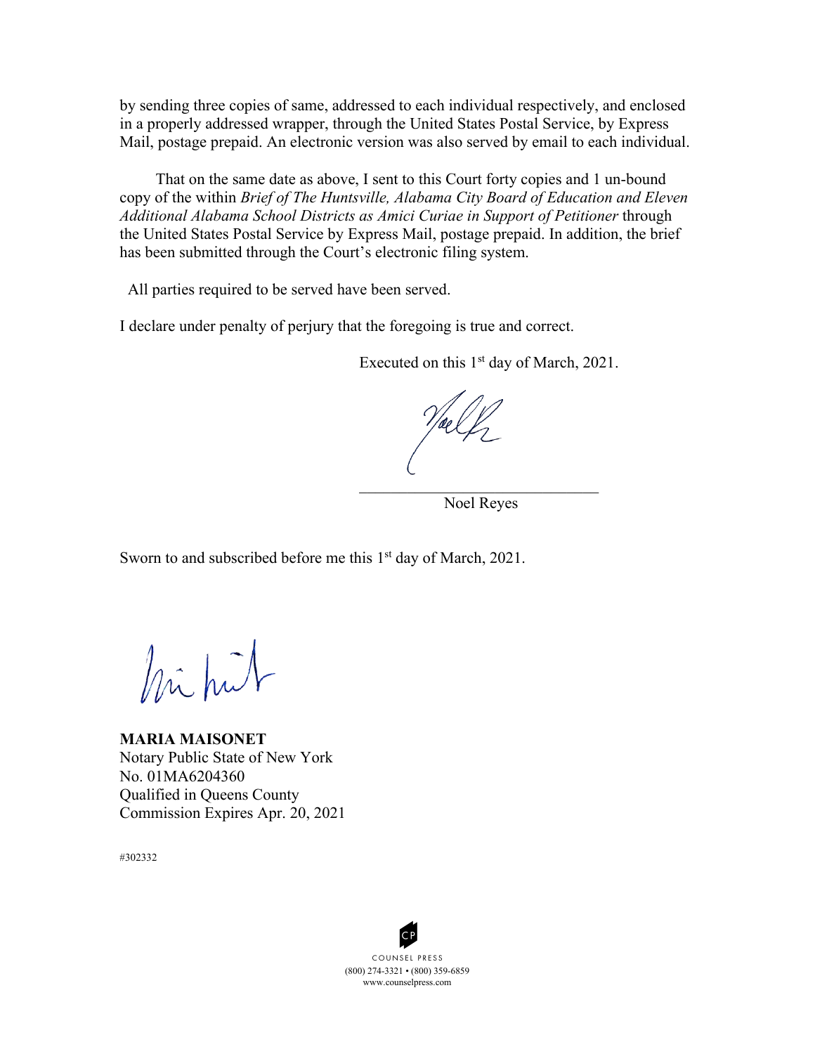by sending three copies of same, addressed to each individual respectively, and enclosed in a properly addressed wrapper, through the United States Postal Service, by Express Mail, postage prepaid. An electronic version was also served by email to each individual.

That on the same date as above, I sent to this Court forty copies and 1 un-bound copy of the within *Brief of The Huntsville, Alabama City Board of Education and Eleven Additional Alabama School Districts as Amici Curiae in Support of Petitioner* through the United States Postal Service by Express Mail, postage prepaid. In addition, the brief has been submitted through the Court's electronic filing system.

All parties required to be served have been served.

I declare under penalty of perjury that the foregoing is true and correct.

Executed on this 1st day of March, 2021.

\_\_\_\_\_\_\_\_\_\_\_\_\_\_\_\_\_\_\_\_\_\_\_\_\_\_\_\_\_\_\_\_

Noel Reyes

Sworn to and subscribed before me this 1st day of March, 2021.

**MARIA MAISONET**
Notary Public State of New York
No. 01MA6204360
Qualified in Queens County
Commission Expires Apr. 20, 2021

#302332

COUNSEL PRESS
(800) 274-3321 • (800) 359-6859
www.counselpress.com